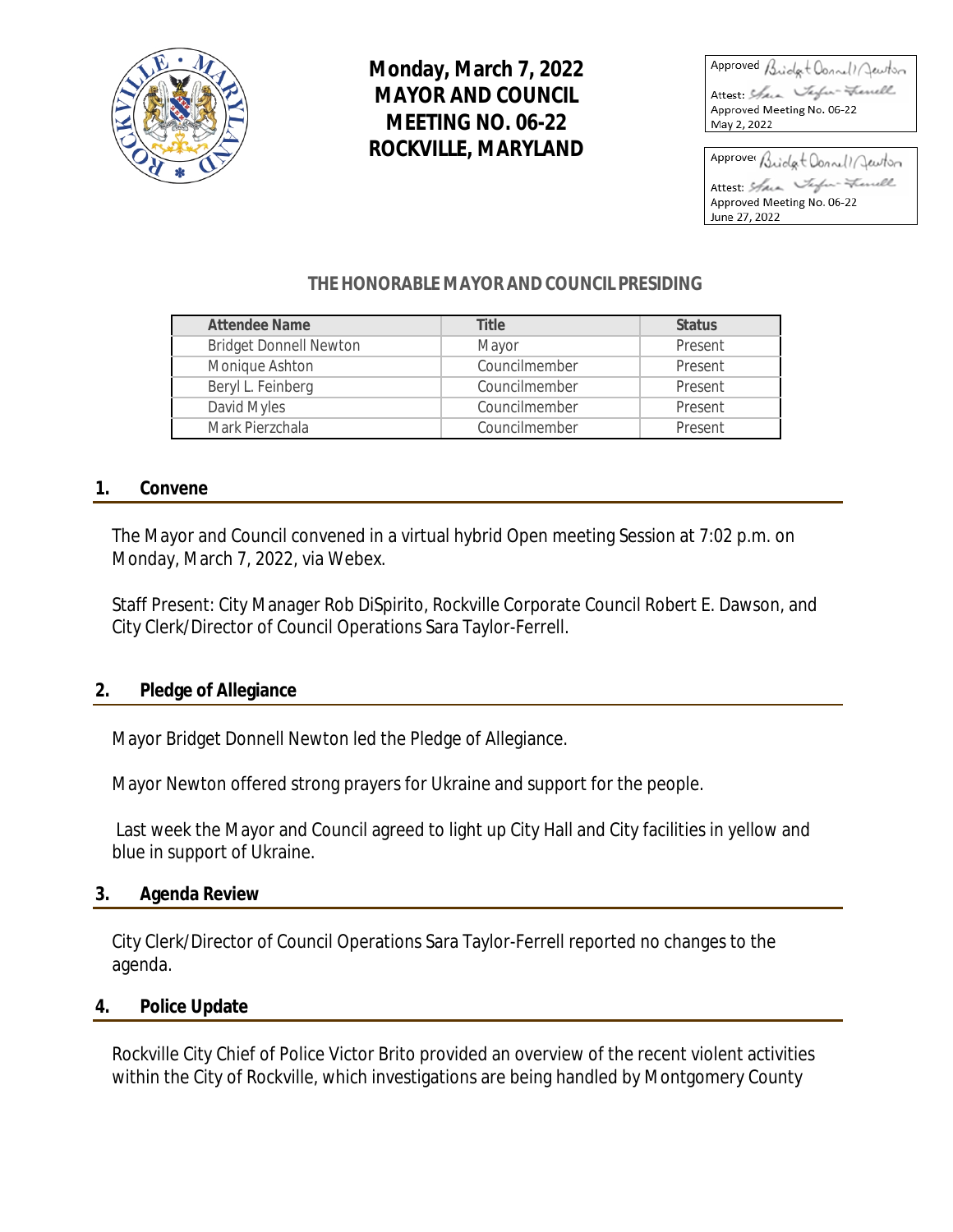# Monday, March 7, 2022 MAYOR AND COUNCIL MEETING NO. 06-22 ROCKVILLE, MARYLAND

Approved Bridget Donnell Newton
Attest: Sara Taylor-Ferrell
Approved Meeting No. 06-22
May 2, 2022

Approved Bridget Donnell Newton
Attest: Sara Taylor-Ferrell
Approved Meeting No. 06-22
June 27, 2022

**THE HONORABLE MAYOR AND COUNCIL PRESIDING**

| Attendee Name | Title | Status |
|---|---|---|
| Bridget Donnell Newton | Mayor | Present |
| Monique Ashton | Councilmember | Present |
| Beryl L. Feinberg | Councilmember | Present |
| David Myles | Councilmember | Present |
| Mark Pierzchala | Councilmember | Present |

## 1. Convene

The Mayor and Council convened in a virtual hybrid Open meeting Session at 7:02 p.m. on Monday, March 7, 2022, via Webex.

Staff Present: City Manager Rob DiSpirito, Rockville Corporate Council Robert E. Dawson, and City Clerk/Director of Council Operations Sara Taylor-Ferrell.

## 2. Pledge of Allegiance

Mayor Bridget Donnell Newton led the Pledge of Allegiance.

Mayor Newton offered strong prayers for Ukraine and support for the people.

Last week the Mayor and Council agreed to light up City Hall and City facilities in yellow and blue in support of Ukraine.

## 3. Agenda Review

City Clerk/Director of Council Operations Sara Taylor-Ferrell reported no changes to the agenda.

## 4. Police Update

Rockville City Chief of Police Victor Brito provided an overview of the recent violent activities within the City of Rockville, which investigations are being handled by Montgomery County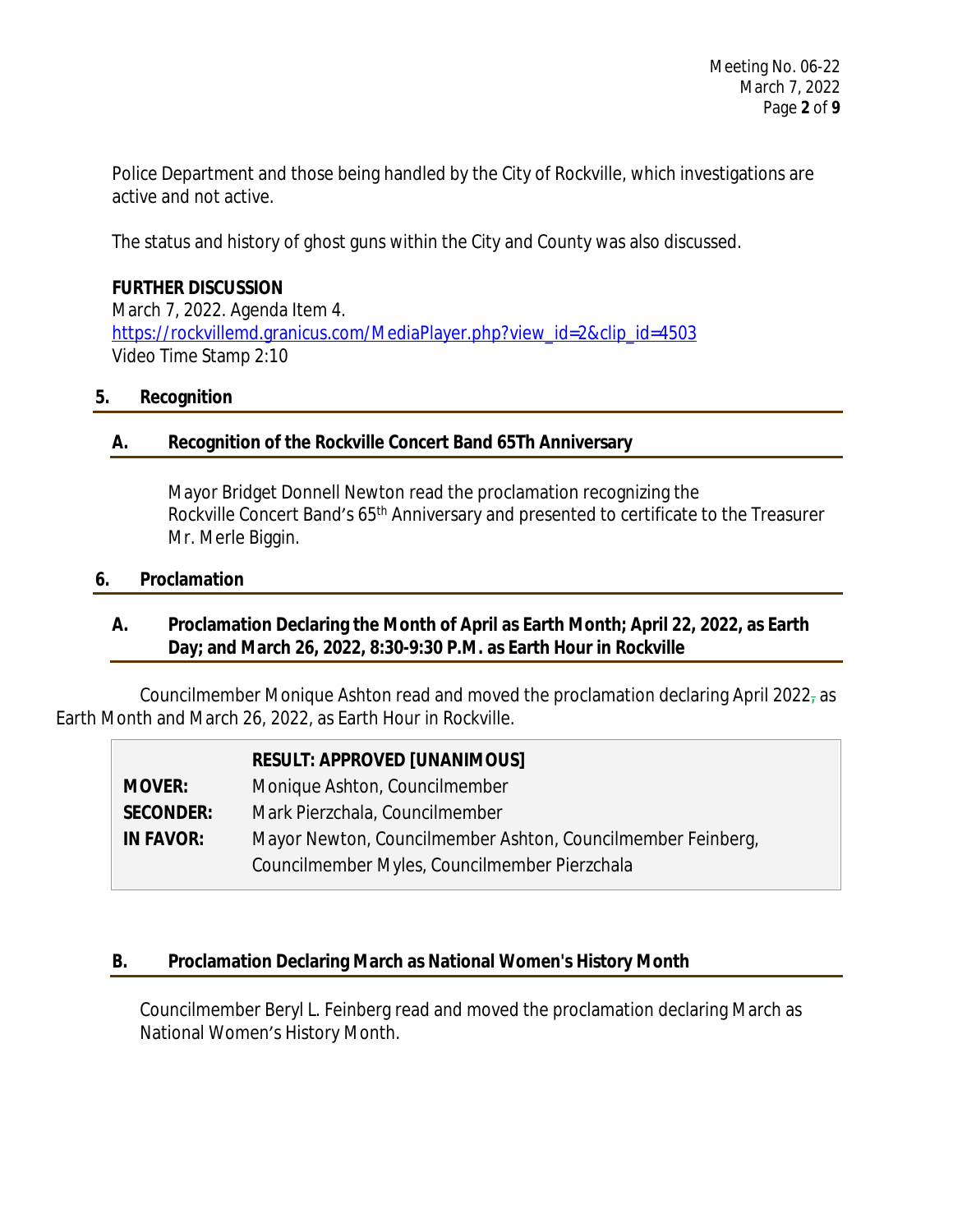Police Department and those being handled by the City of Rockville, which investigations are active and not active.

The status and history of ghost guns within the City and County was also discussed.

**FURTHER DISCUSSION**
March 7, 2022. Agenda Item 4.
https://rockvillemd.granicus.com/MediaPlayer.php?view_id=2&clip_id=4503
Video Time Stamp 2:10

## 5. Recognition

### A. Recognition of the Rockville Concert Band 65Th Anniversary

Mayor Bridget Donnell Newton read the proclamation recognizing the Rockville Concert Band's 65th Anniversary and presented to certificate to the Treasurer Mr. Merle Biggin.

## 6. Proclamation

### A. Proclamation Declaring the Month of April as Earth Month; April 22, 2022, as Earth Day; and March 26, 2022, 8:30-9:30 P.M. as Earth Hour in Rockville

Councilmember Monique Ashton read and moved the proclamation declaring April 2022, as Earth Month and March 26, 2022, as Earth Hour in Rockville.

| | RESULT: APPROVED [UNANIMOUS] |
|---|---|
| **MOVER:** | Monique Ashton, Councilmember |
| **SECONDER:** | Mark Pierzchala, Councilmember |
| **IN FAVOR:** | Mayor Newton, Councilmember Ashton, Councilmember Feinberg, Councilmember Myles, Councilmember Pierzchala |

### B. Proclamation Declaring March as National Women's History Month

Councilmember Beryl L. Feinberg read and moved the proclamation declaring March as National Women's History Month.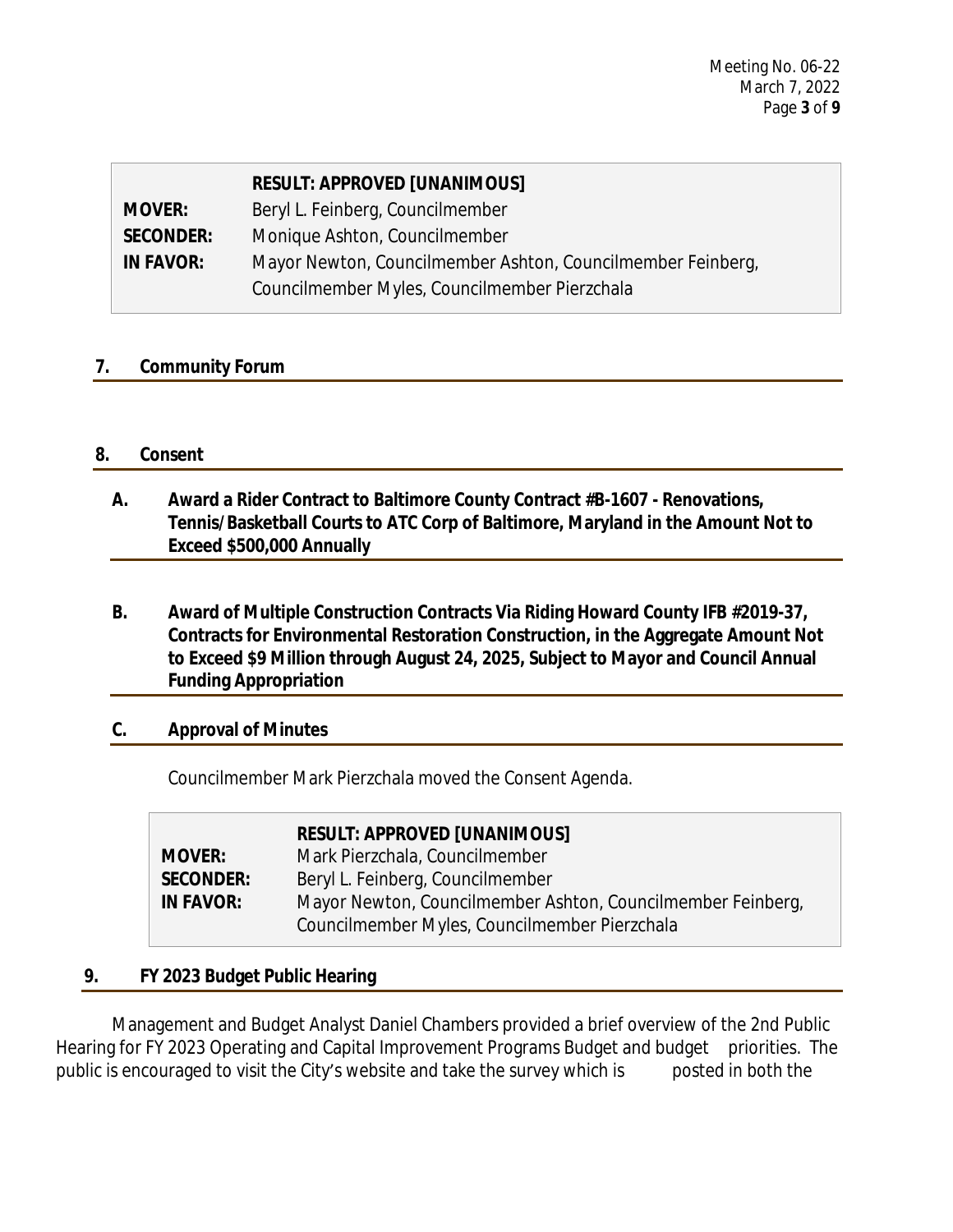| | RESULT: APPROVED [UNANIMOUS] |
|---|---|
| **MOVER:** | Beryl L. Feinberg, Councilmember |
| **SECONDER:** | Monique Ashton, Councilmember |
| **IN FAVOR:** | Mayor Newton, Councilmember Ashton, Councilmember Feinberg, Councilmember Myles, Councilmember Pierzchala |

## 7. Community Forum

## 8. Consent

### A. Award a Rider Contract to Baltimore County Contract #B-1607 - Renovations, Tennis/Basketball Courts to ATC Corp of Baltimore, Maryland in the Amount Not to Exceed $500,000 Annually

### B. Award of Multiple Construction Contracts Via Riding Howard County IFB #2019-37, Contracts for Environmental Restoration Construction, in the Aggregate Amount Not to Exceed $9 Million through August 24, 2025, Subject to Mayor and Council Annual Funding Appropriation

### C. Approval of Minutes

Councilmember Mark Pierzchala moved the Consent Agenda.

| | RESULT: APPROVED [UNANIMOUS] |
|---|---|
| **MOVER:** | Mark Pierzchala, Councilmember |
| **SECONDER:** | Beryl L. Feinberg, Councilmember |
| **IN FAVOR:** | Mayor Newton, Councilmember Ashton, Councilmember Feinberg, Councilmember Myles, Councilmember Pierzchala |

## 9. FY 2023 Budget Public Hearing

Management and Budget Analyst Daniel Chambers provided a brief overview of the 2nd Public Hearing for FY 2023 Operating and Capital Improvement Programs Budget and budget priorities. The public is encouraged to visit the City's website and take the survey which is posted in both the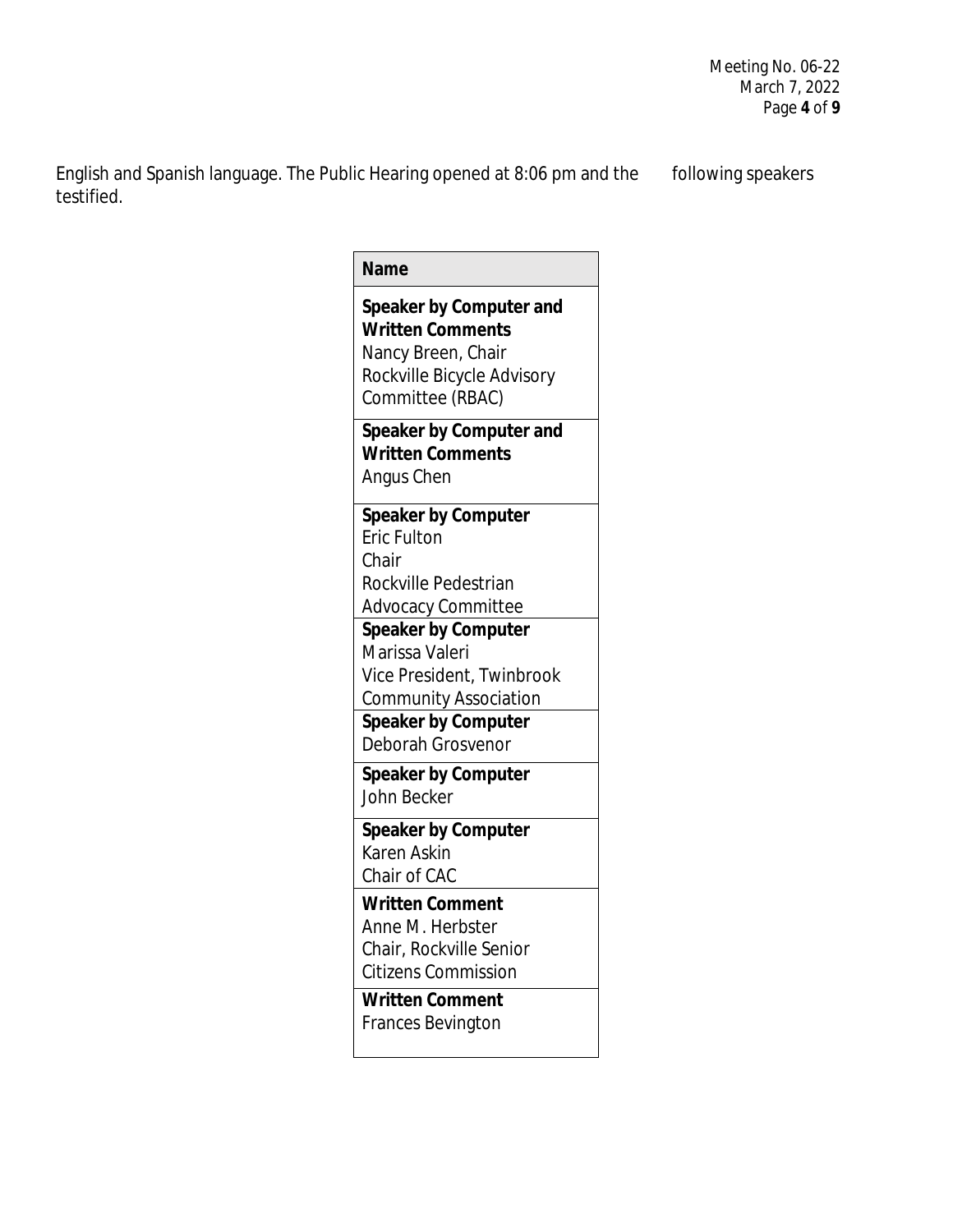English and Spanish language. The Public Hearing opened at 8:06 pm and the following speakers testified.

| Name |
| --- |
| **Speaker by Computer and Written Comments** Nancy Breen, Chair Rockville Bicycle Advisory Committee (RBAC) |
| **Speaker by Computer and Written Comments** Angus Chen |
| **Speaker by Computer** Eric Fulton Chair Rockville Pedestrian Advocacy Committee |
| **Speaker by Computer** Marissa Valeri Vice President, Twinbrook Community Association |
| **Speaker by Computer** Deborah Grosvenor |
| **Speaker by Computer** John Becker |
| **Speaker by Computer** Karen Askin Chair of CAC |
| **Written Comment** Anne M. Herbster Chair, Rockville Senior Citizens Commission |
| **Written Comment** Frances Bevington |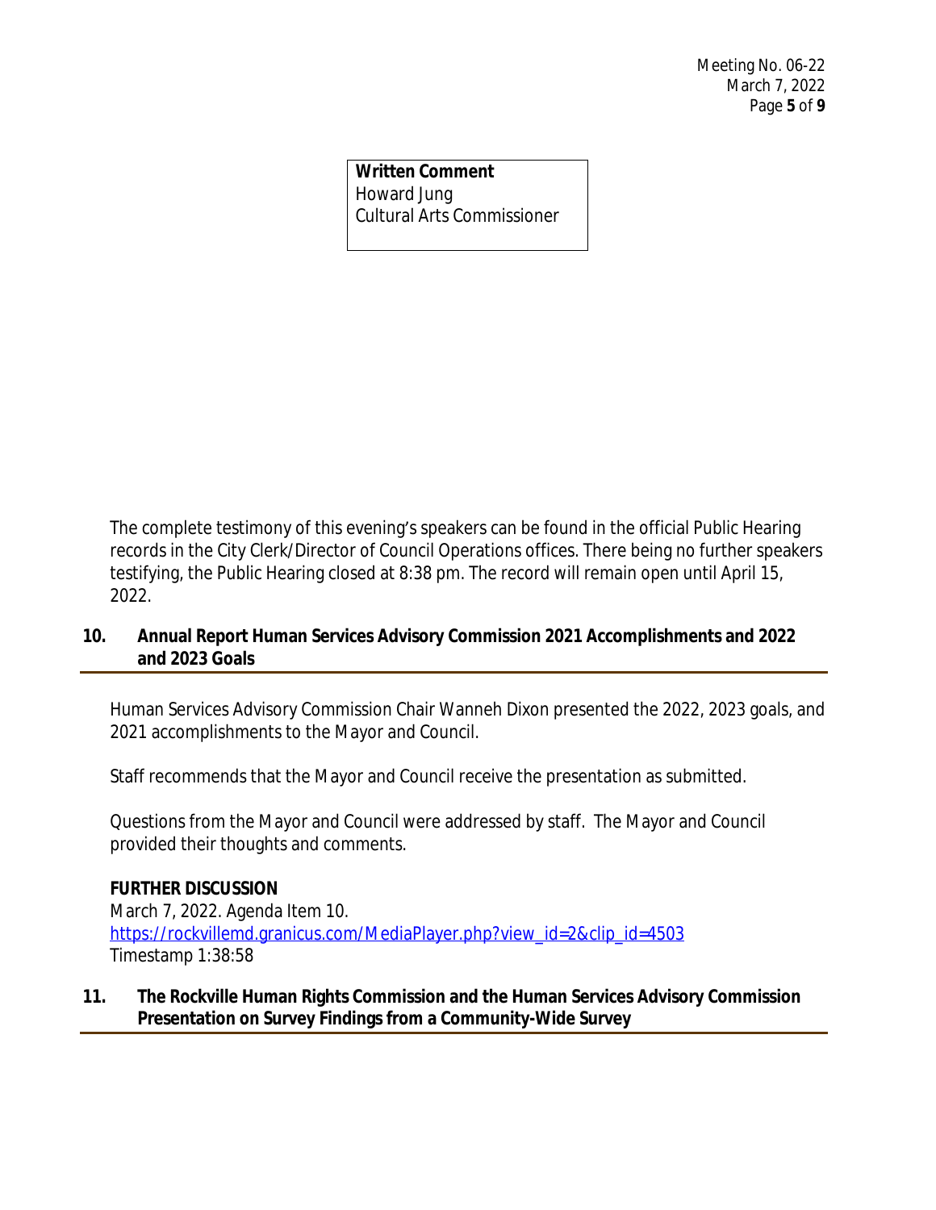**Written Comment**
Howard Jung
Cultural Arts Commissioner

The complete testimony of this evening's speakers can be found in the official Public Hearing records in the City Clerk/Director of Council Operations offices. There being no further speakers testifying, the Public Hearing closed at 8:38 pm. The record will remain open until April 15, 2022.

## 10. Annual Report Human Services Advisory Commission 2021 Accomplishments and 2022 and 2023 Goals

Human Services Advisory Commission Chair Wanneh Dixon presented the 2022, 2023 goals, and 2021 accomplishments to the Mayor and Council.

Staff recommends that the Mayor and Council receive the presentation as submitted.

Questions from the Mayor and Council were addressed by staff. The Mayor and Council provided their thoughts and comments.

**FURTHER DISCUSSION**
March 7, 2022. Agenda Item 10.
https://rockvillemd.granicus.com/MediaPlayer.php?view_id=2&clip_id=4503
Timestamp 1:38:58

## 11. The Rockville Human Rights Commission and the Human Services Advisory Commission Presentation on Survey Findings from a Community-Wide Survey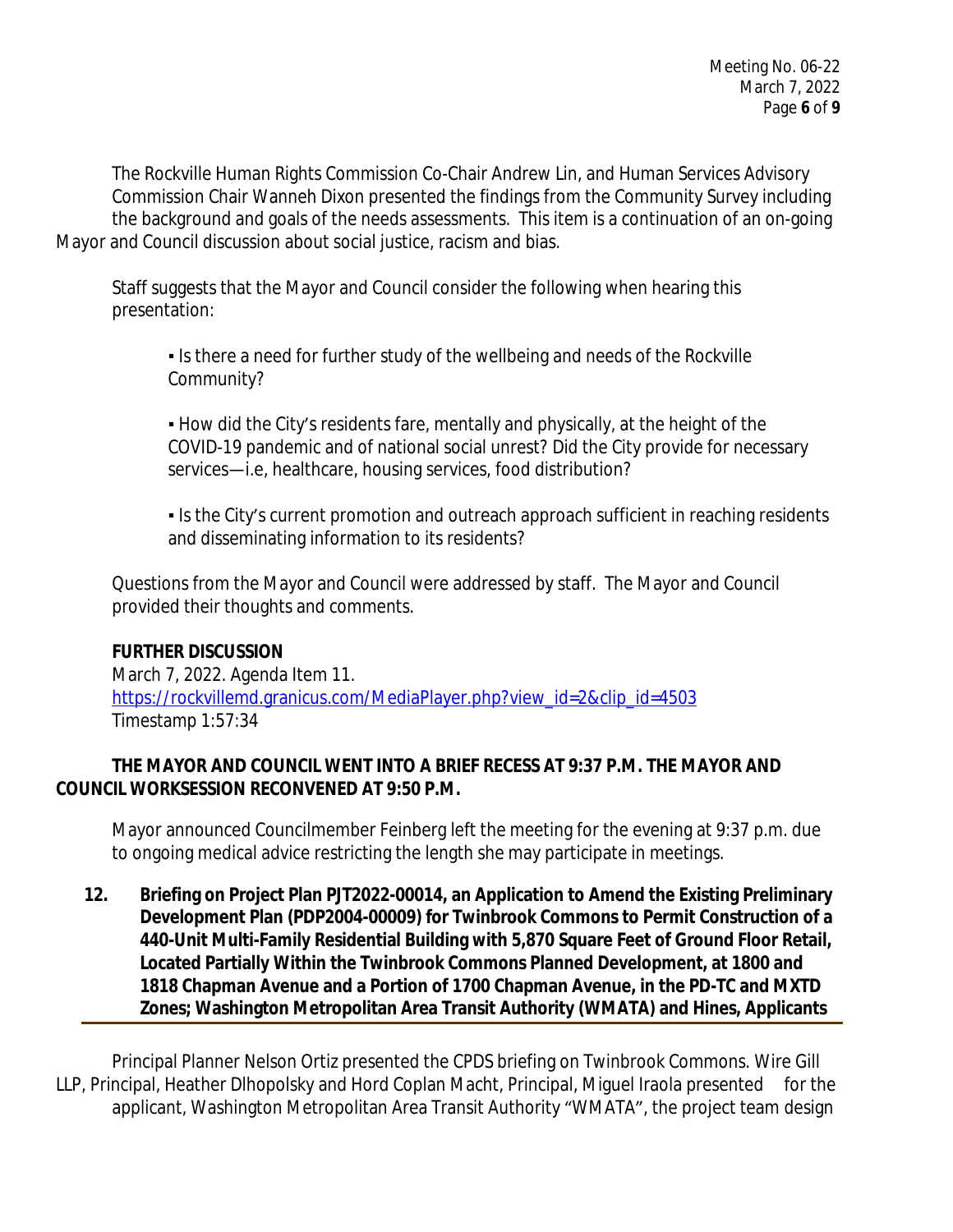The Rockville Human Rights Commission Co-Chair Andrew Lin, and Human Services Advisory Commission Chair Wanneh Dixon presented the findings from the Community Survey including the background and goals of the needs assessments. This item is a continuation of an on-going Mayor and Council discussion about social justice, racism and bias.

Staff suggests that the Mayor and Council consider the following when hearing this presentation:

- Is there a need for further study of the wellbeing and needs of the Rockville Community?

- How did the City's residents fare, mentally and physically, at the height of the COVID-19 pandemic and of national social unrest? Did the City provide for necessary services—i.e, healthcare, housing services, food distribution?

- Is the City's current promotion and outreach approach sufficient in reaching residents and disseminating information to its residents?

Questions from the Mayor and Council were addressed by staff. The Mayor and Council provided their thoughts and comments.

**FURTHER DISCUSSION**
March 7, 2022. Agenda Item 11.
https://rockvillemd.granicus.com/MediaPlayer.php?view_id=2&clip_id=4503
Timestamp 1:57:34

**THE MAYOR AND COUNCIL WENT INTO A BRIEF RECESS AT 9:37 P.M. THE MAYOR AND COUNCIL WORKSESSION RECONVENED AT 9:50 P.M.**

Mayor announced Councilmember Feinberg left the meeting for the evening at 9:37 p.m. due to ongoing medical advice restricting the length she may participate in meetings.

**12. Briefing on Project Plan PJT2022-00014, an Application to Amend the Existing Preliminary Development Plan (PDP2004-00009) for Twinbrook Commons to Permit Construction of a 440-Unit Multi-Family Residential Building with 5,870 Square Feet of Ground Floor Retail, Located Partially Within the Twinbrook Commons Planned Development, at 1800 and 1818 Chapman Avenue and a Portion of 1700 Chapman Avenue, in the PD-TC and MXTD Zones; Washington Metropolitan Area Transit Authority (WMATA) and Hines, Applicants**

Principal Planner Nelson Ortiz presented the CPDS briefing on Twinbrook Commons. Wire Gill LLP, Principal, Heather Dlhopolsky and Hord Coplan Macht, Principal, Miguel Iraola presented for the applicant, Washington Metropolitan Area Transit Authority "WMATA", the project team design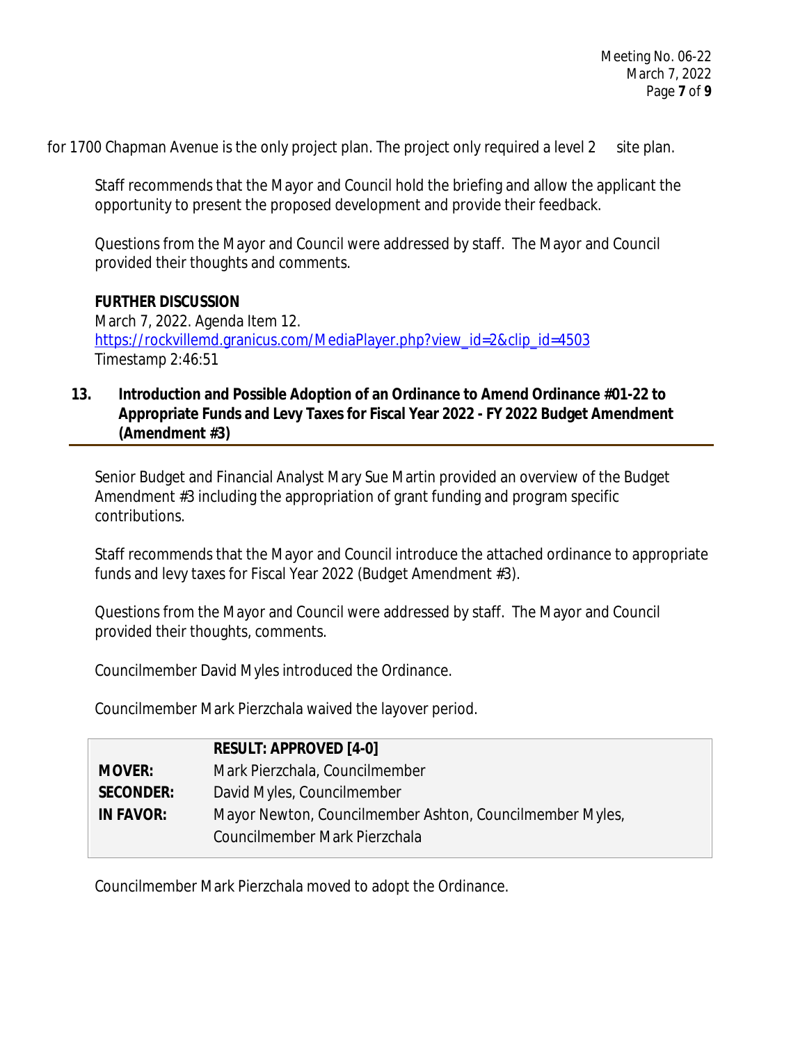for 1700 Chapman Avenue is the only project plan. The project only required a level 2 site plan.

Staff recommends that the Mayor and Council hold the briefing and allow the applicant the opportunity to present the proposed development and provide their feedback.

Questions from the Mayor and Council were addressed by staff. The Mayor and Council provided their thoughts and comments.

**FURTHER DISCUSSION**
March 7, 2022. Agenda Item 12.
https://rockvillemd.granicus.com/MediaPlayer.php?view_id=2&clip_id=4503
Timestamp 2:46:51

### 13. Introduction and Possible Adoption of an Ordinance to Amend Ordinance #01-22 to Appropriate Funds and Levy Taxes for Fiscal Year 2022 - FY 2022 Budget Amendment (Amendment #3)

Senior Budget and Financial Analyst Mary Sue Martin provided an overview of the Budget Amendment #3 including the appropriation of grant funding and program specific contributions.

Staff recommends that the Mayor and Council introduce the attached ordinance to appropriate funds and levy taxes for Fiscal Year 2022 (Budget Amendment #3).

Questions from the Mayor and Council were addressed by staff. The Mayor and Council provided their thoughts, comments.

Councilmember David Myles introduced the Ordinance.

Councilmember Mark Pierzchala waived the layover period.

| | **RESULT: APPROVED [4-0]** |
|---|---|
| **MOVER:** | Mark Pierzchala, Councilmember |
| **SECONDER:** | David Myles, Councilmember |
| **IN FAVOR:** | Mayor Newton, Councilmember Ashton, Councilmember Myles, Councilmember Mark Pierzchala |

Councilmember Mark Pierzchala moved to adopt the Ordinance.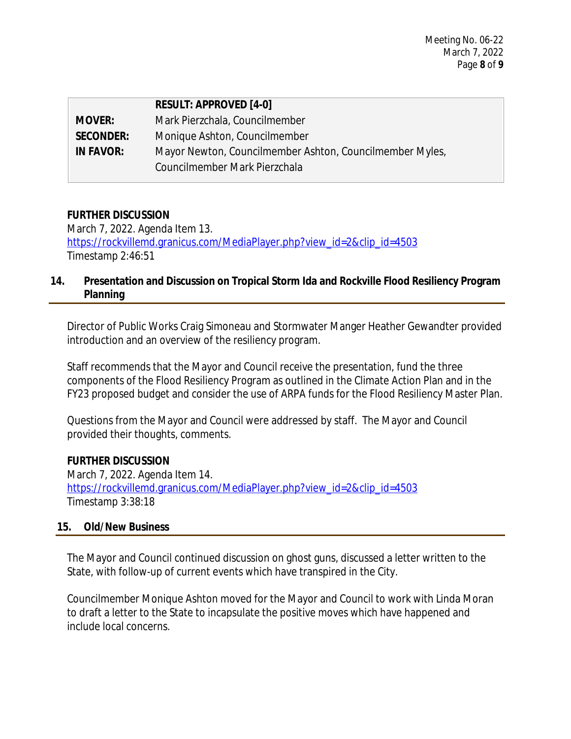| | RESULT: APPROVED [4-0] |
|---|---|
| **MOVER:** | Mark Pierzchala, Councilmember |
| **SECONDER:** | Monique Ashton, Councilmember |
| **IN FAVOR:** | Mayor Newton, Councilmember Ashton, Councilmember Myles, Councilmember Mark Pierzchala |

**FURTHER DISCUSSION**
March 7, 2022. Agenda Item 13.
https://rockvillemd.granicus.com/MediaPlayer.php?view_id=2&clip_id=4503
Timestamp 2:46:51

## 14. Presentation and Discussion on Tropical Storm Ida and Rockville Flood Resiliency Program Planning

Director of Public Works Craig Simoneau and Stormwater Manger Heather Gewandter provided introduction and an overview of the resiliency program.

Staff recommends that the Mayor and Council receive the presentation, fund the three components of the Flood Resiliency Program as outlined in the Climate Action Plan and in the FY23 proposed budget and consider the use of ARPA funds for the Flood Resiliency Master Plan.

Questions from the Mayor and Council were addressed by staff. The Mayor and Council provided their thoughts, comments.

**FURTHER DISCUSSION**
March 7, 2022. Agenda Item 14.
https://rockvillemd.granicus.com/MediaPlayer.php?view_id=2&clip_id=4503
Timestamp 3:38:18

## 15. Old/New Business

The Mayor and Council continued discussion on ghost guns, discussed a letter written to the State, with follow-up of current events which have transpired in the City.

Councilmember Monique Ashton moved for the Mayor and Council to work with Linda Moran to draft a letter to the State to incapsulate the positive moves which have happened and include local concerns.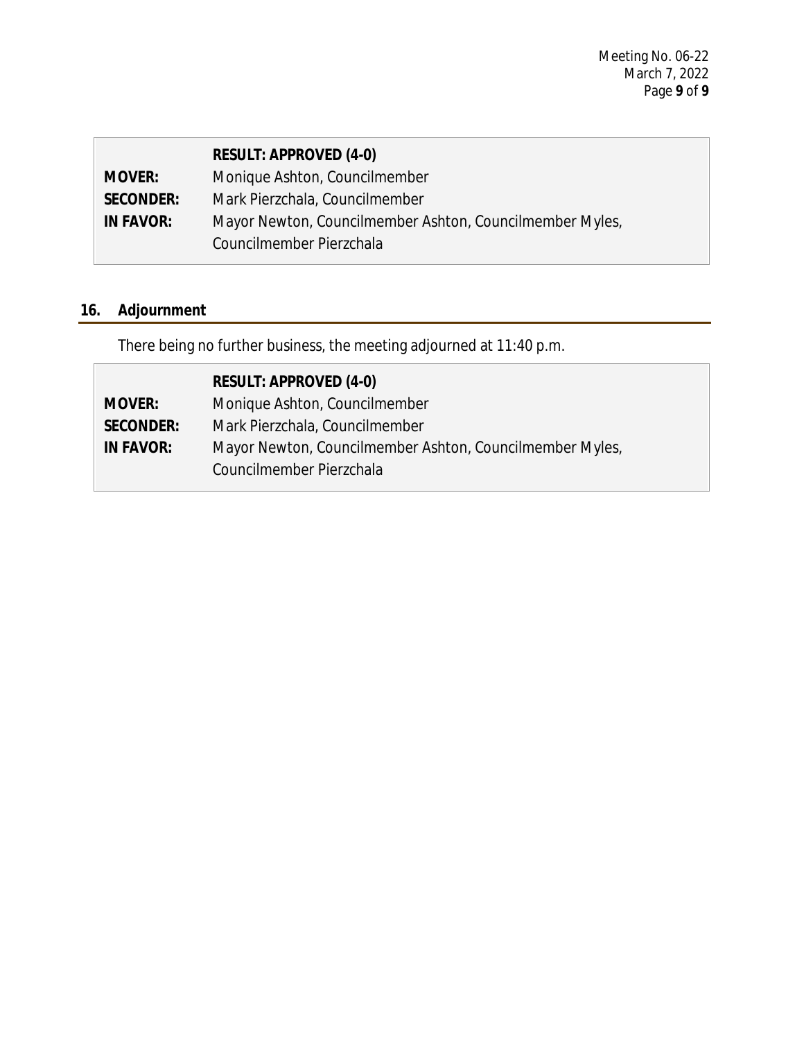| | |
|---|---|
| | **RESULT: APPROVED (4-0)** |
| **MOVER:** | Monique Ashton, Councilmember |
| **SECONDER:** | Mark Pierzchala, Councilmember |
| **IN FAVOR:** | Mayor Newton, Councilmember Ashton, Councilmember Myles, Councilmember Pierzchala |

## 16. Adjournment

There being no further business, the meeting adjourned at 11:40 p.m.

| | |
|---|---|
| | **RESULT: APPROVED (4-0)** |
| **MOVER:** | Monique Ashton, Councilmember |
| **SECONDER:** | Mark Pierzchala, Councilmember |
| **IN FAVOR:** | Mayor Newton, Councilmember Ashton, Councilmember Myles, Councilmember Pierzchala |